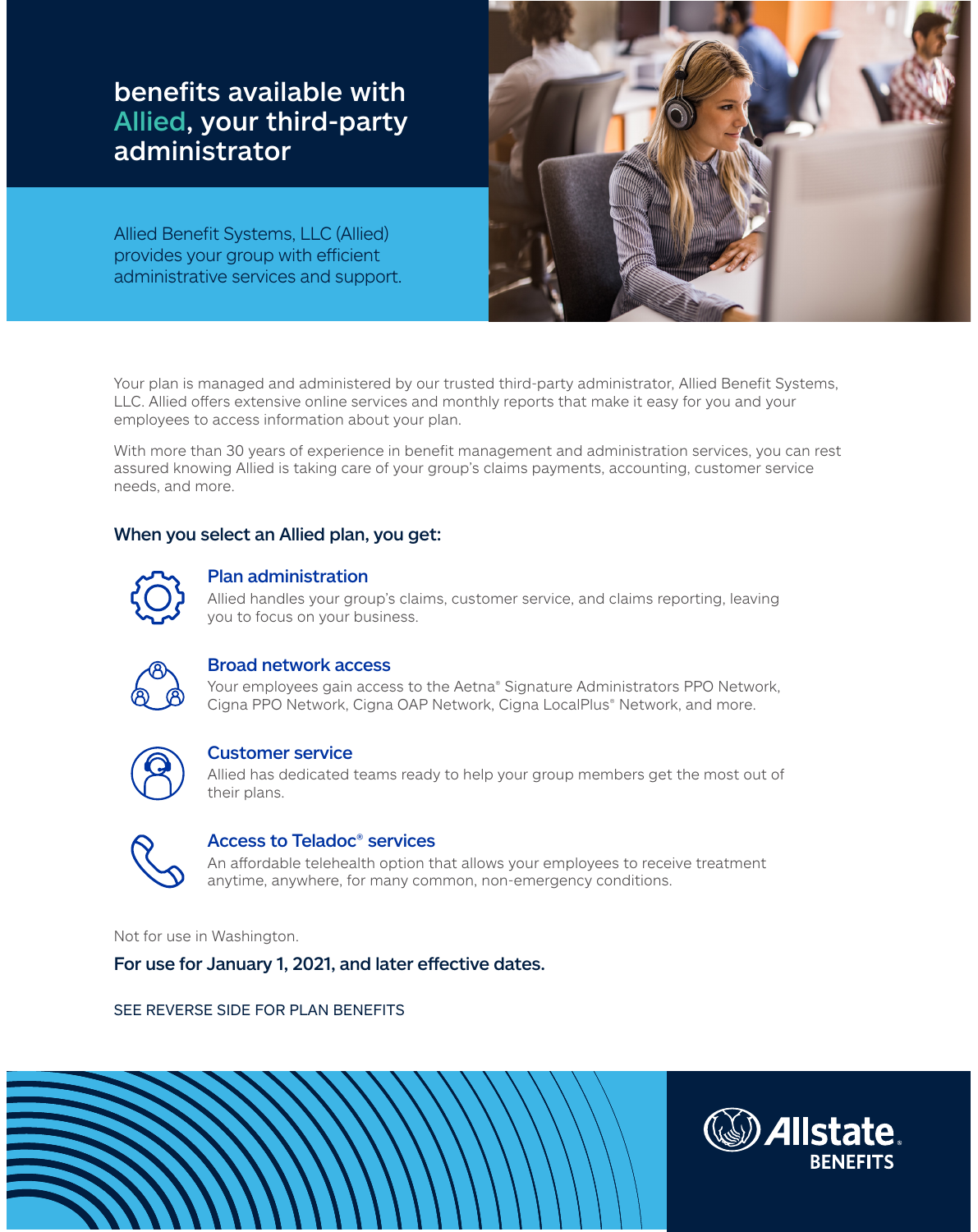# benefits available with Allied, your third-party administrator

Allied Benefit Systems, LLC (Allied) provides your group with efficient administrative services and support.

Your plan is managed and administered by our trusted third-party administrator, Allied Benefit Systems, LLC. Allied offers extensive online services and monthly reports that make it easy for you and your employees to access information about your plan.

With more than 30 years of experience in benefit management and administration services, you can rest assured knowing Allied is taking care of your group's claims payments, accounting, customer service needs, and more.

## When you select an Allied plan, you get:

### Plan administration

Allied handles your group's claims, customer service, and claims reporting, leaving you to focus on your business.

### Broad network access

Your employees gain access to the Aetna® Signature Administrators PPO Network, Cigna PPO Network, Cigna OAP Network, Cigna LocalPlus® Network, and more.

### Customer service

Allied has dedicated teams ready to help your group members get the most out of their plans.

### Access to Teladoc® services

An affordable telehealth option that allows your employees to receive treatment anytime, anywhere, for many common, non-emergency conditions.

Not for use in Washington.

**For use for January 1, 2021, and later effective dates.**

SEE REVERSE SIDE FOR PLAN BENEFITS

Allstate BENEFITS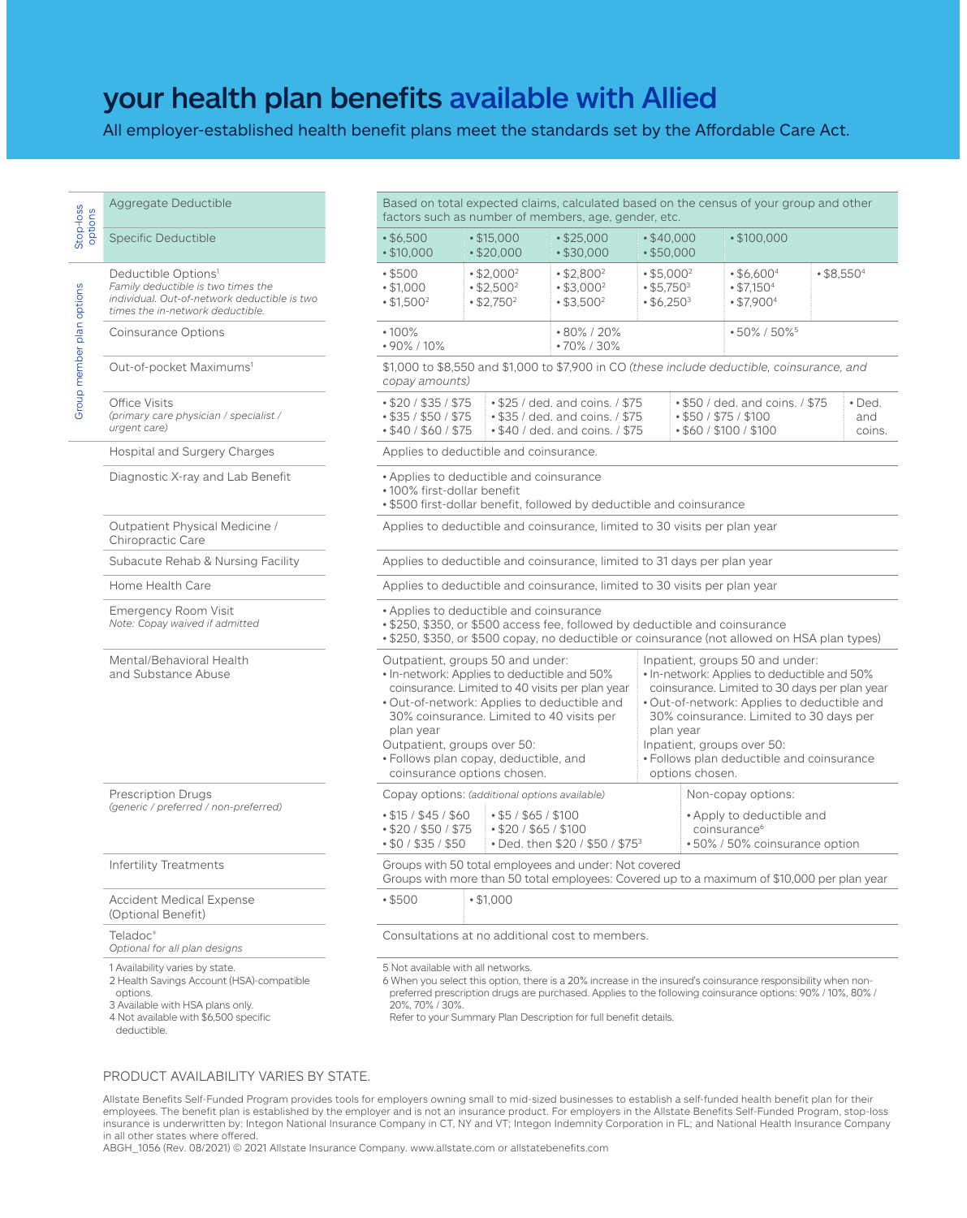# your health plan benefits available with Allied

All employer-established health benefit plans meet the standards set by the Affordable Care Act.

| | | |
|---|---|---|
| Stop-loss options | Aggregate Deductible | Based on total expected claims, calculated based on the census of your group and other factors such as number of members, age, gender, etc. |
| Stop-loss options | Specific Deductible | • $6,500 • $10,000 / • $15,000 • $20,000 / • $25,000 • $30,000 / • $40,000 • $50,000 / • $100,000 |
| Group member plan options | Deductible Options[1] *Family deductible is two times the individual. Out-of-network deductible is two times the in-network deductible.* | • $500 • $1,000 • $1,500[2] / • $2,000[2] • $2,500[2] • $2,750[2] / • $2,800[2] • $3,000[2] • $3,500[2] / • $5,000[2] • $5,750[3] • $6,250[3] / • $6,600[4] • $7,150[4] • $7,900[4] / • $8,550[4] |
| Group member plan options | Coinsurance Options | • 100% • 90% / 10% / • 80% / 20% • 70% / 30% / • 50% / 50%[5] |
| Group member plan options | Out-of-pocket Maximums[1] | $1,000 to $8,550 and $1,000 to $7,900 in CO *(these include deductible, coinsurance, and copay amounts)* |
| Group member plan options | Office Visits *(primary care physician / specialist / urgent care)* | • $20 / $35 / $75 • $35 / $50 / $75 • $40 / $60 / $75 / • $25 / ded. and coins. / $75 • $35 / ded. and coins. / $75 • $40 / ded. and coins. / $75 / • $50 / ded. and coins. / $75 • $50 / $75 / $100 • $60 / $100 / $100 / • Ded. and coins. |
| | Hospital and Surgery Charges | Applies to deductible and coinsurance. |
| | Diagnostic X-ray and Lab Benefit | • Applies to deductible and coinsurance • 100% first-dollar benefit • $500 first-dollar benefit, followed by deductible and coinsurance |
| | Outpatient Physical Medicine / Chiropractic Care | Applies to deductible and coinsurance, limited to 30 visits per plan year |
| | Subacute Rehab & Nursing Facility | Applies to deductible and coinsurance, limited to 31 days per plan year |
| | Home Health Care | Applies to deductible and coinsurance, limited to 30 visits per plan year |
| | Emergency Room Visit *Note: Copay waived if admitted* | • Applies to deductible and coinsurance • $250, $350, or $500 access fee, followed by deductible and coinsurance • $250, $350, or $500 copay, no deductible or coinsurance (not allowed on HSA plan types) |
| | Mental/Behavioral Health and Substance Abuse | Outpatient, groups 50 and under: • In-network: Applies to deductible and 50% coinsurance. Limited to 40 visits per plan year • Out-of-network: Applies to deductible and 30% coinsurance. Limited to 40 visits per plan year. Outpatient, groups over 50: • Follows plan copay, deductible, and coinsurance options chosen. / Inpatient, groups 50 and under: • In-network: Applies to deductible and 50% coinsurance. Limited to 30 days per plan year • Out-of-network: Applies to deductible and 30% coinsurance. Limited to 30 days per plan year. Inpatient, groups over 50: • Follows plan deductible and coinsurance options chosen. |
| | Prescription Drugs *(generic / preferred / non-preferred)* | Copay options: *(additional options available)* • $15 / $45 / $60 • $20 / $50 / $75 • $0 / $35 / $50 / • $5 / $65 / $100 • $20 / $65 / $100 • Ded. then $20 / $50 / $75[3] — Non-copay options: • Apply to deductible and coinsurance[6] • 50% / 50% coinsurance option |
| | Infertility Treatments | Groups with 50 total employees and under: Not covered. Groups with more than 50 total employees: Covered up to a maximum of $10,000 per plan year |
| | Accident Medical Expense (Optional Benefit) | • $500 / • $1,000 |
| | Teladoc® *Optional for all plan designs* | Consultations at no additional cost to members. |

1 Availability varies by state.
2 Health Savings Account (HSA)-compatible options.
3 Available with HSA plans only.
4 Not available with $6,500 specific deductible.
5 Not available with all networks.
6 When you select this option, there is a 20% increase in the insured's coinsurance responsibility when non-preferred prescription drugs are purchased. Applies to the following coinsurance options: 90% / 10%, 80% / 20%, 70% / 30%.

Refer to your Summary Plan Description for full benefit details.

PRODUCT AVAILABILITY VARIES BY STATE.

Allstate Benefits Self-Funded Program provides tools for employers owning small to mid-sized businesses to establish a self-funded health benefit plan for their employees. The benefit plan is established by the employer and is not an insurance product. For employers in the Allstate Benefits Self-Funded Program, stop-loss insurance is underwritten by: Integon National Insurance Company in CT, NY and VT; Integon Indemnity Corporation in FL; and National Health Insurance Company in all other states where offered.

ABGH_1056 (Rev. 08/2021) © 2021 Allstate Insurance Company. www.allstate.com or allstatebenefits.com